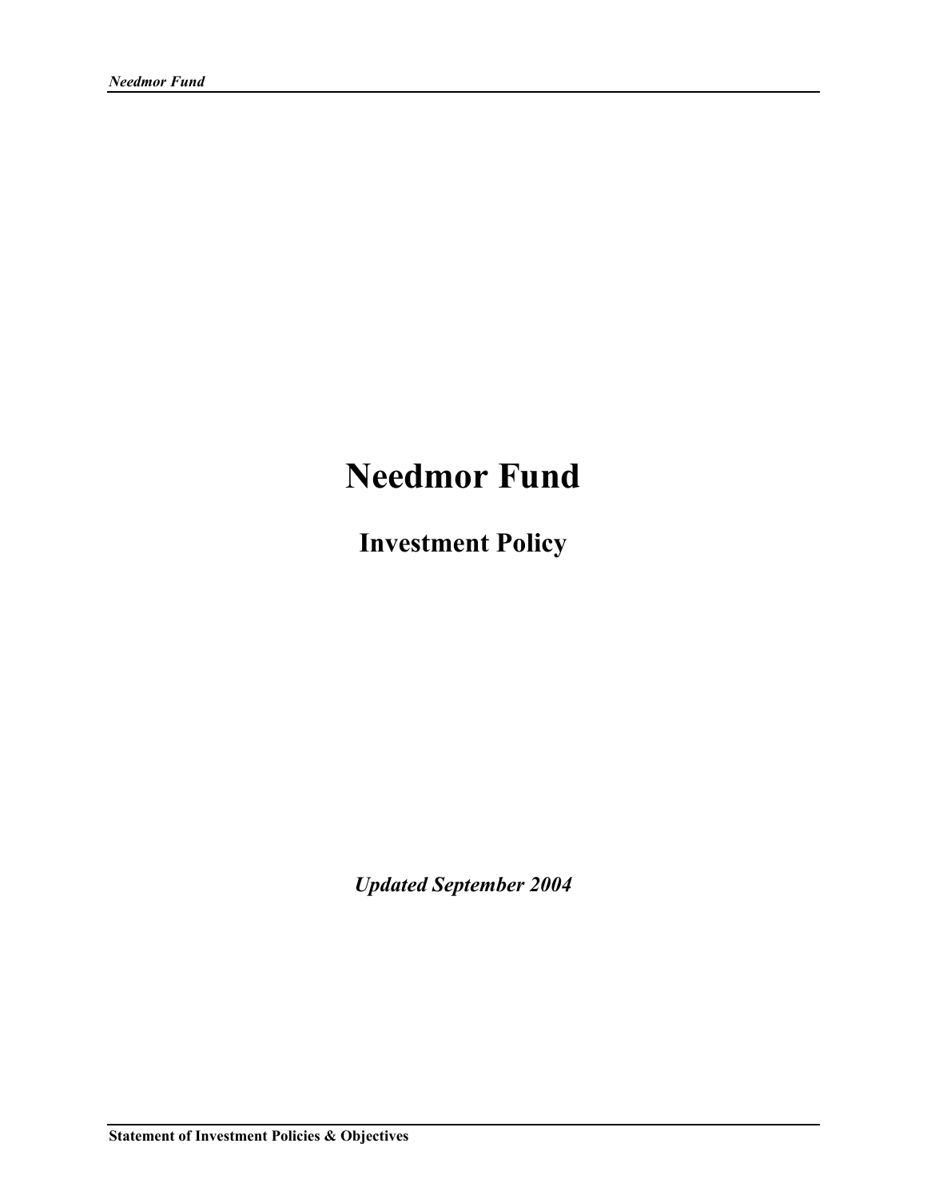# Needmor Fund

## Investment Policy

***Updated September 2004***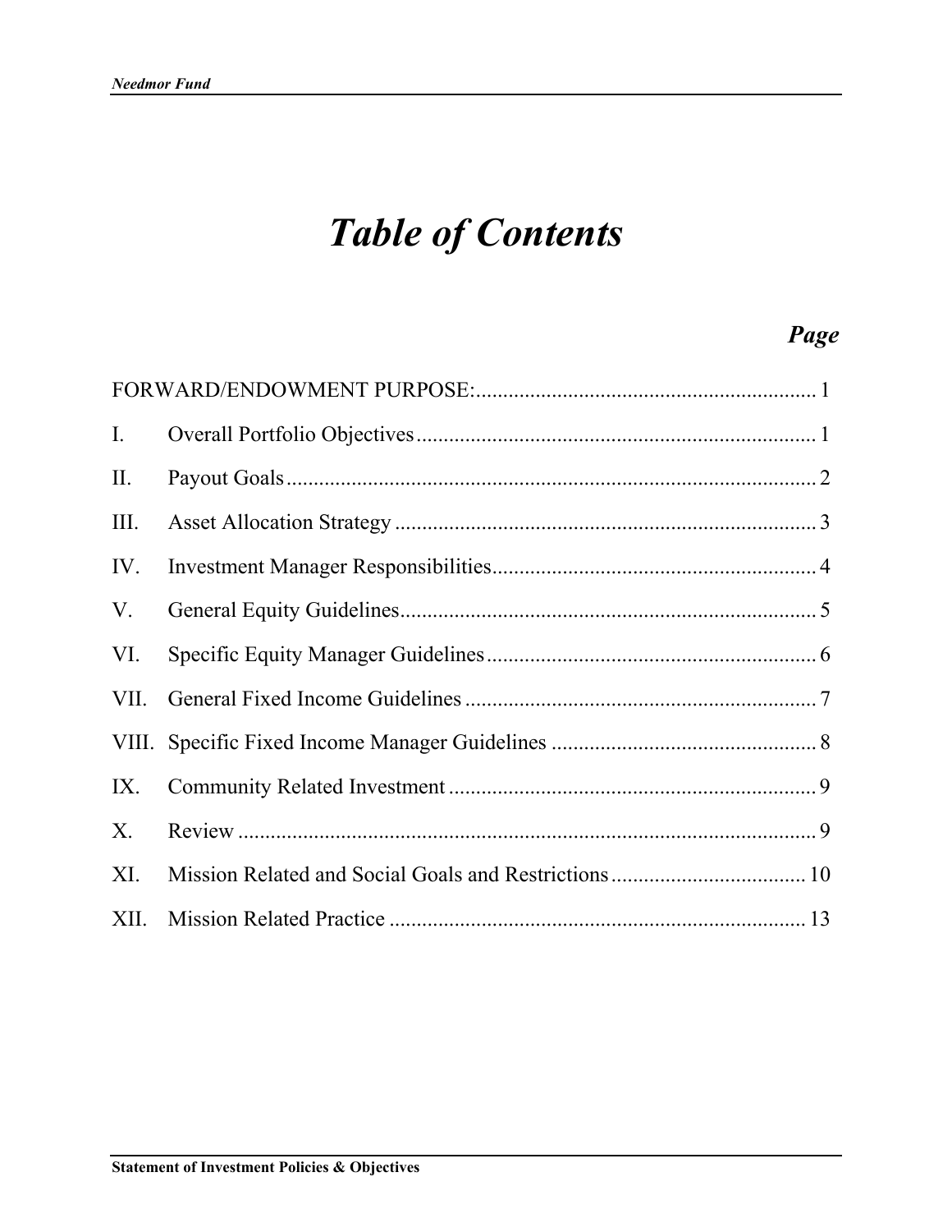# *Table of Contents*

| | | ***Page*** |
|---|---|---|
| FORWARD/ENDOWMENT PURPOSE: | | 1 |
| I. | Overall Portfolio Objectives | 1 |
| II. | Payout Goals | 2 |
| III. | Asset Allocation Strategy | 3 |
| IV. | Investment Manager Responsibilities | 4 |
| V. | General Equity Guidelines | 5 |
| VI. | Specific Equity Manager Guidelines | 6 |
| VII. | General Fixed Income Guidelines | 7 |
| VIII. | Specific Fixed Income Manager Guidelines | 8 |
| IX. | Community Related Investment | 9 |
| X. | Review | 9 |
| XI. | Mission Related and Social Goals and Restrictions | 10 |
| XII. | Mission Related Practice | 13 |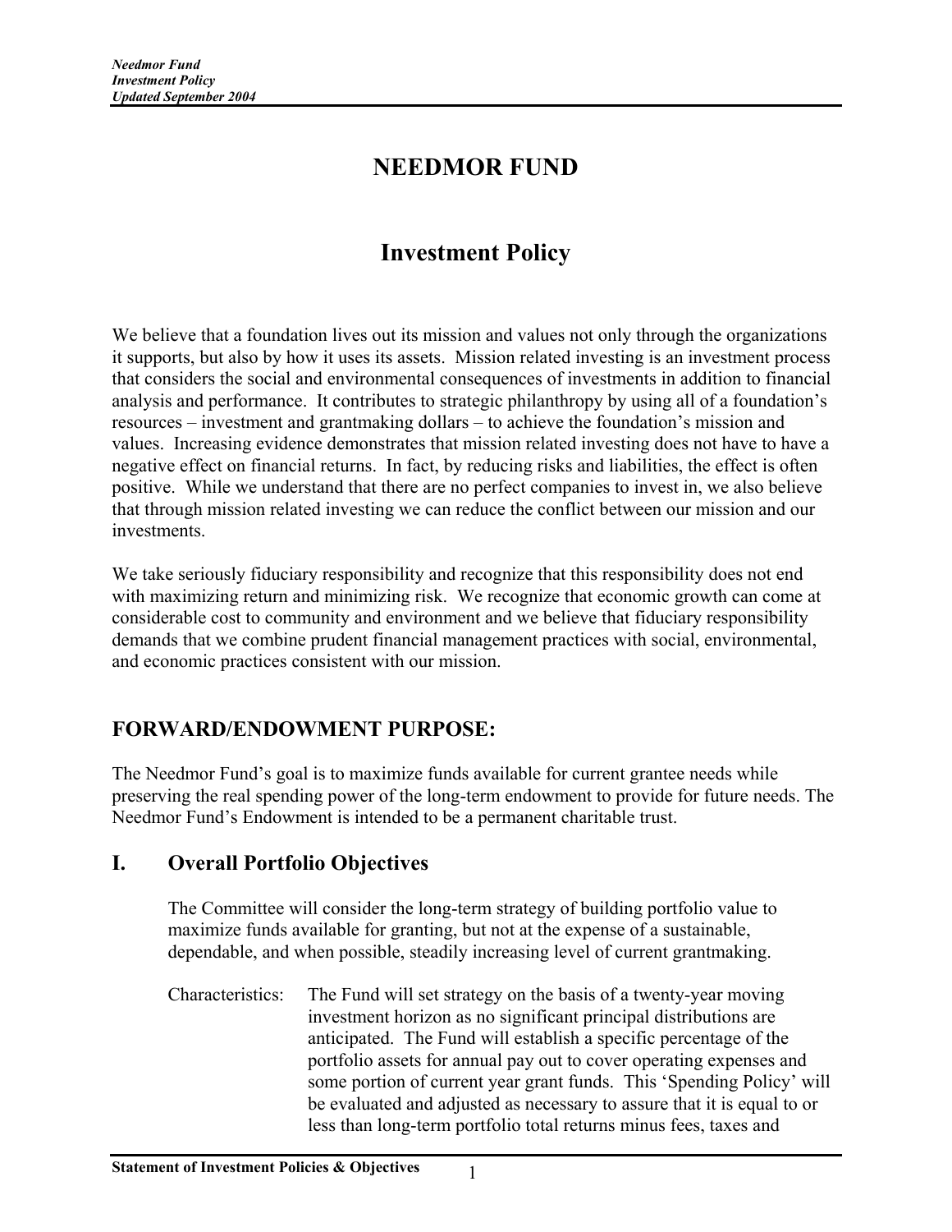# NEEDMOR FUND

## Investment Policy

We believe that a foundation lives out its mission and values not only through the organizations it supports, but also by how it uses its assets. Mission related investing is an investment process that considers the social and environmental consequences of investments in addition to financial analysis and performance. It contributes to strategic philanthropy by using all of a foundation's resources – investment and grantmaking dollars – to achieve the foundation's mission and values. Increasing evidence demonstrates that mission related investing does not have to have a negative effect on financial returns. In fact, by reducing risks and liabilities, the effect is often positive. While we understand that there are no perfect companies to invest in, we also believe that through mission related investing we can reduce the conflict between our mission and our investments.

We take seriously fiduciary responsibility and recognize that this responsibility does not end with maximizing return and minimizing risk. We recognize that economic growth can come at considerable cost to community and environment and we believe that fiduciary responsibility demands that we combine prudent financial management practices with social, environmental, and economic practices consistent with our mission.

## FORWARD/ENDOWMENT PURPOSE:

The Needmor Fund's goal is to maximize funds available for current grantee needs while preserving the real spending power of the long-term endowment to provide for future needs. The Needmor Fund's Endowment is intended to be a permanent charitable trust.

## I. Overall Portfolio Objectives

The Committee will consider the long-term strategy of building portfolio value to maximize funds available for granting, but not at the expense of a sustainable, dependable, and when possible, steadily increasing level of current grantmaking.

Characteristics: The Fund will set strategy on the basis of a twenty-year moving investment horizon as no significant principal distributions are anticipated. The Fund will establish a specific percentage of the portfolio assets for annual pay out to cover operating expenses and some portion of current year grant funds. This 'Spending Policy' will be evaluated and adjusted as necessary to assure that it is equal to or less than long-term portfolio total returns minus fees, taxes and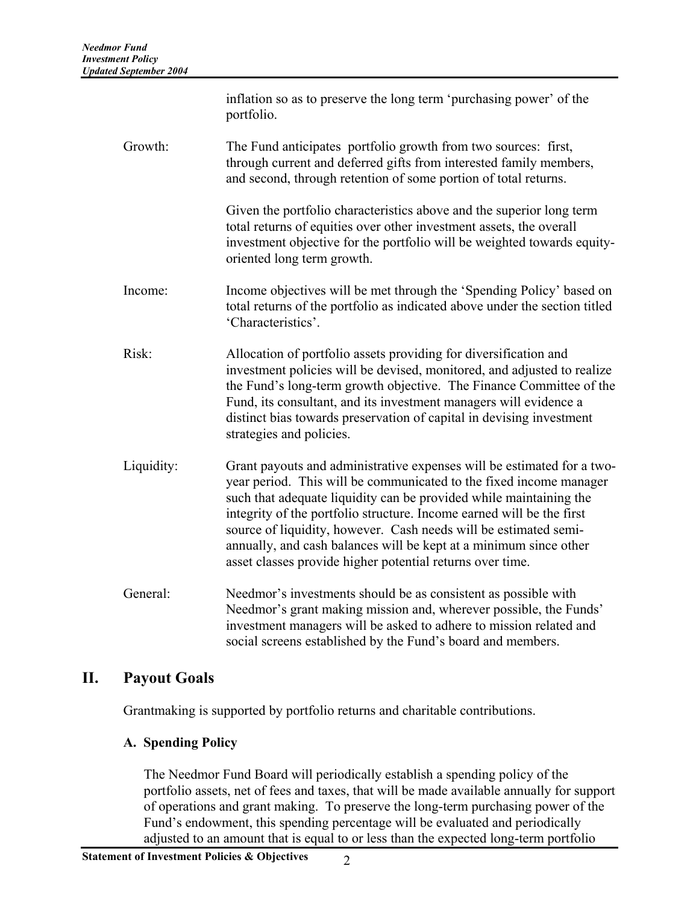inflation so as to preserve the long term 'purchasing power' of the portfolio.

Growth: The Fund anticipates portfolio growth from two sources: first, through current and deferred gifts from interested family members, and second, through retention of some portion of total returns.

Given the portfolio characteristics above and the superior long term total returns of equities over other investment assets, the overall investment objective for the portfolio will be weighted towards equity-oriented long term growth.

Income: Income objectives will be met through the 'Spending Policy' based on total returns of the portfolio as indicated above under the section titled 'Characteristics'.

Risk: Allocation of portfolio assets providing for diversification and investment policies will be devised, monitored, and adjusted to realize the Fund's long-term growth objective. The Finance Committee of the Fund, its consultant, and its investment managers will evidence a distinct bias towards preservation of capital in devising investment strategies and policies.

Liquidity: Grant payouts and administrative expenses will be estimated for a two-year period. This will be communicated to the fixed income manager such that adequate liquidity can be provided while maintaining the integrity of the portfolio structure. Income earned will be the first source of liquidity, however. Cash needs will be estimated semi-annually, and cash balances will be kept at a minimum since other asset classes provide higher potential returns over time.

General: Needmor's investments should be as consistent as possible with Needmor's grant making mission and, wherever possible, the Funds' investment managers will be asked to adhere to mission related and social screens established by the Fund's board and members.

## II. Payout Goals

Grantmaking is supported by portfolio returns and charitable contributions.

### A. Spending Policy

The Needmor Fund Board will periodically establish a spending policy of the portfolio assets, net of fees and taxes, that will be made available annually for support of operations and grant making. To preserve the long-term purchasing power of the Fund's endowment, this spending percentage will be evaluated and periodically adjusted to an amount that is equal to or less than the expected long-term portfolio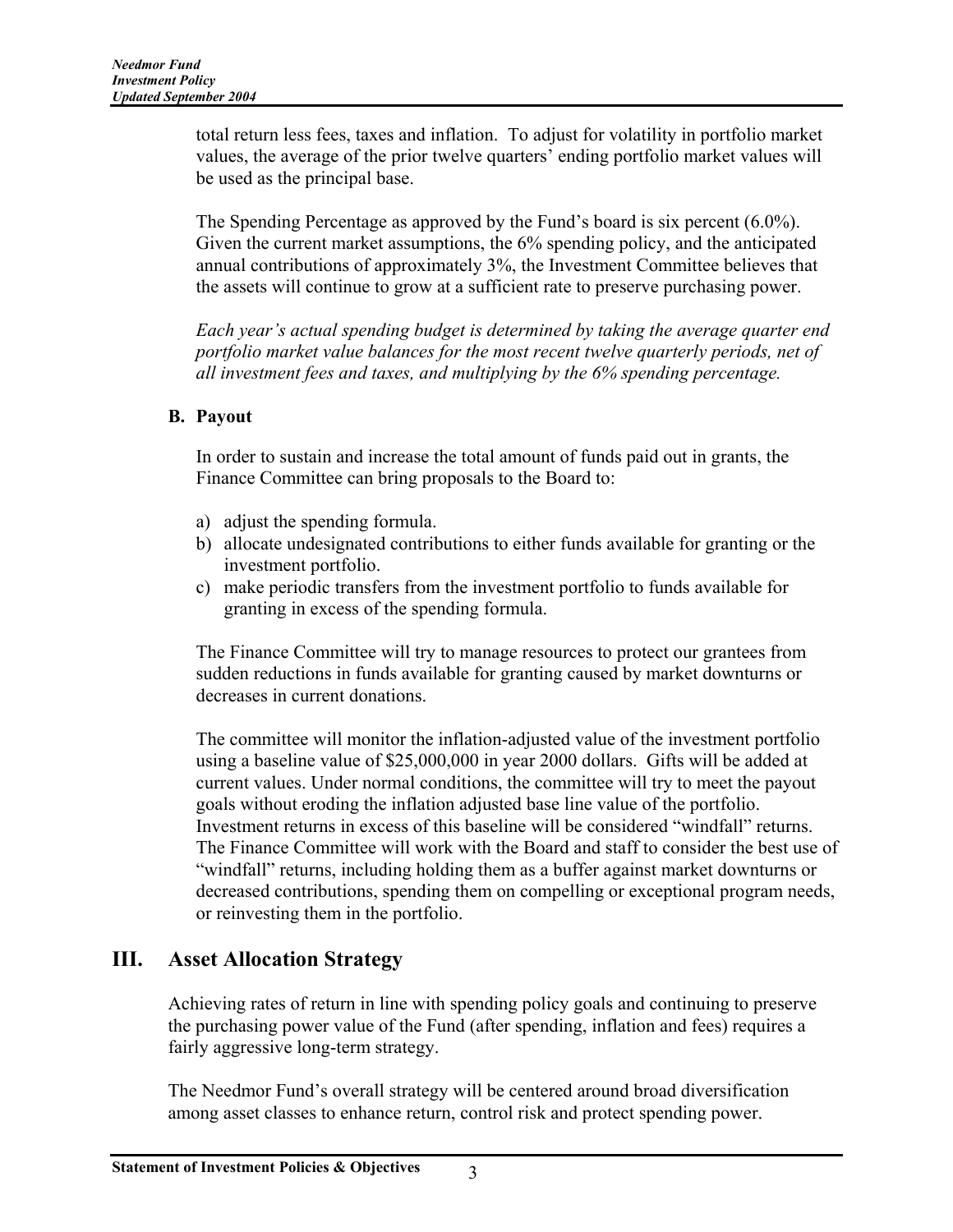total return less fees, taxes and inflation. To adjust for volatility in portfolio market values, the average of the prior twelve quarters' ending portfolio market values will be used as the principal base.

The Spending Percentage as approved by the Fund's board is six percent (6.0%). Given the current market assumptions, the 6% spending policy, and the anticipated annual contributions of approximately 3%, the Investment Committee believes that the assets will continue to grow at a sufficient rate to preserve purchasing power.

*Each year's actual spending budget is determined by taking the average quarter end portfolio market value balances for the most recent twelve quarterly periods, net of all investment fees and taxes, and multiplying by the 6% spending percentage.*

### B. Payout

In order to sustain and increase the total amount of funds paid out in grants, the Finance Committee can bring proposals to the Board to:

a) adjust the spending formula.
b) allocate undesignated contributions to either funds available for granting or the investment portfolio.
c) make periodic transfers from the investment portfolio to funds available for granting in excess of the spending formula.

The Finance Committee will try to manage resources to protect our grantees from sudden reductions in funds available for granting caused by market downturns or decreases in current donations.

The committee will monitor the inflation-adjusted value of the investment portfolio using a baseline value of $25,000,000 in year 2000 dollars. Gifts will be added at current values. Under normal conditions, the committee will try to meet the payout goals without eroding the inflation adjusted base line value of the portfolio. Investment returns in excess of this baseline will be considered "windfall" returns. The Finance Committee will work with the Board and staff to consider the best use of "windfall" returns, including holding them as a buffer against market downturns or decreased contributions, spending them on compelling or exceptional program needs, or reinvesting them in the portfolio.

## III. Asset Allocation Strategy

Achieving rates of return in line with spending policy goals and continuing to preserve the purchasing power value of the Fund (after spending, inflation and fees) requires a fairly aggressive long-term strategy.

The Needmor Fund's overall strategy will be centered around broad diversification among asset classes to enhance return, control risk and protect spending power.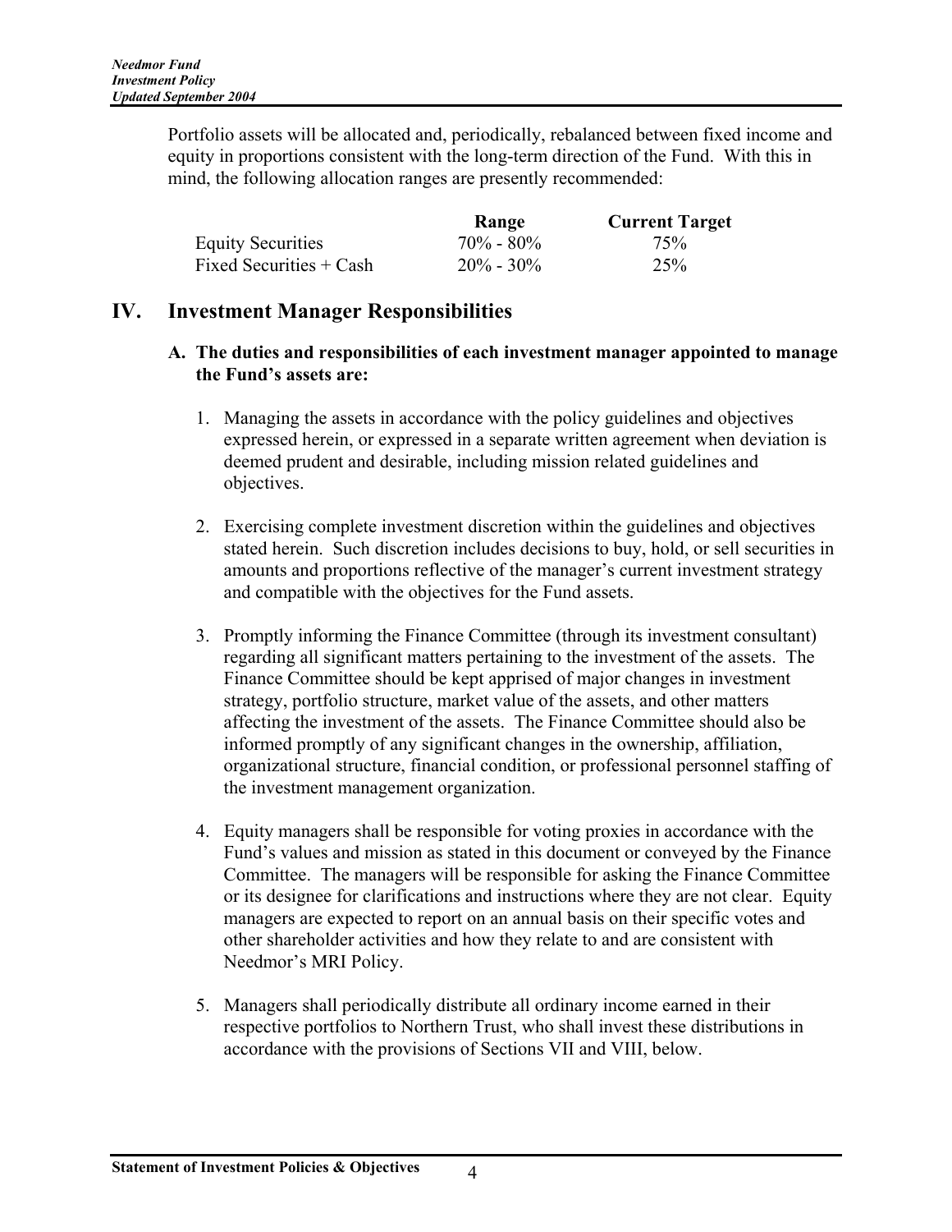Portfolio assets will be allocated and, periodically, rebalanced between fixed income and equity in proportions consistent with the long-term direction of the Fund. With this in mind, the following allocation ranges are presently recommended:

| | Range | Current Target |
|---|---|---|
| Equity Securities | 70% - 80% | 75% |
| Fixed Securities + Cash | 20% - 30% | 25% |

# IV. Investment Manager Responsibilities

**A. The duties and responsibilities of each investment manager appointed to manage the Fund's assets are:**

1. Managing the assets in accordance with the policy guidelines and objectives expressed herein, or expressed in a separate written agreement when deviation is deemed prudent and desirable, including mission related guidelines and objectives.

2. Exercising complete investment discretion within the guidelines and objectives stated herein. Such discretion includes decisions to buy, hold, or sell securities in amounts and proportions reflective of the manager's current investment strategy and compatible with the objectives for the Fund assets.

3. Promptly informing the Finance Committee (through its investment consultant) regarding all significant matters pertaining to the investment of the assets. The Finance Committee should be kept apprised of major changes in investment strategy, portfolio structure, market value of the assets, and other matters affecting the investment of the assets. The Finance Committee should also be informed promptly of any significant changes in the ownership, affiliation, organizational structure, financial condition, or professional personnel staffing of the investment management organization.

4. Equity managers shall be responsible for voting proxies in accordance with the Fund's values and mission as stated in this document or conveyed by the Finance Committee. The managers will be responsible for asking the Finance Committee or its designee for clarifications and instructions where they are not clear. Equity managers are expected to report on an annual basis on their specific votes and other shareholder activities and how they relate to and are consistent with Needmor's MRI Policy.

5. Managers shall periodically distribute all ordinary income earned in their respective portfolios to Northern Trust, who shall invest these distributions in accordance with the provisions of Sections VII and VIII, below.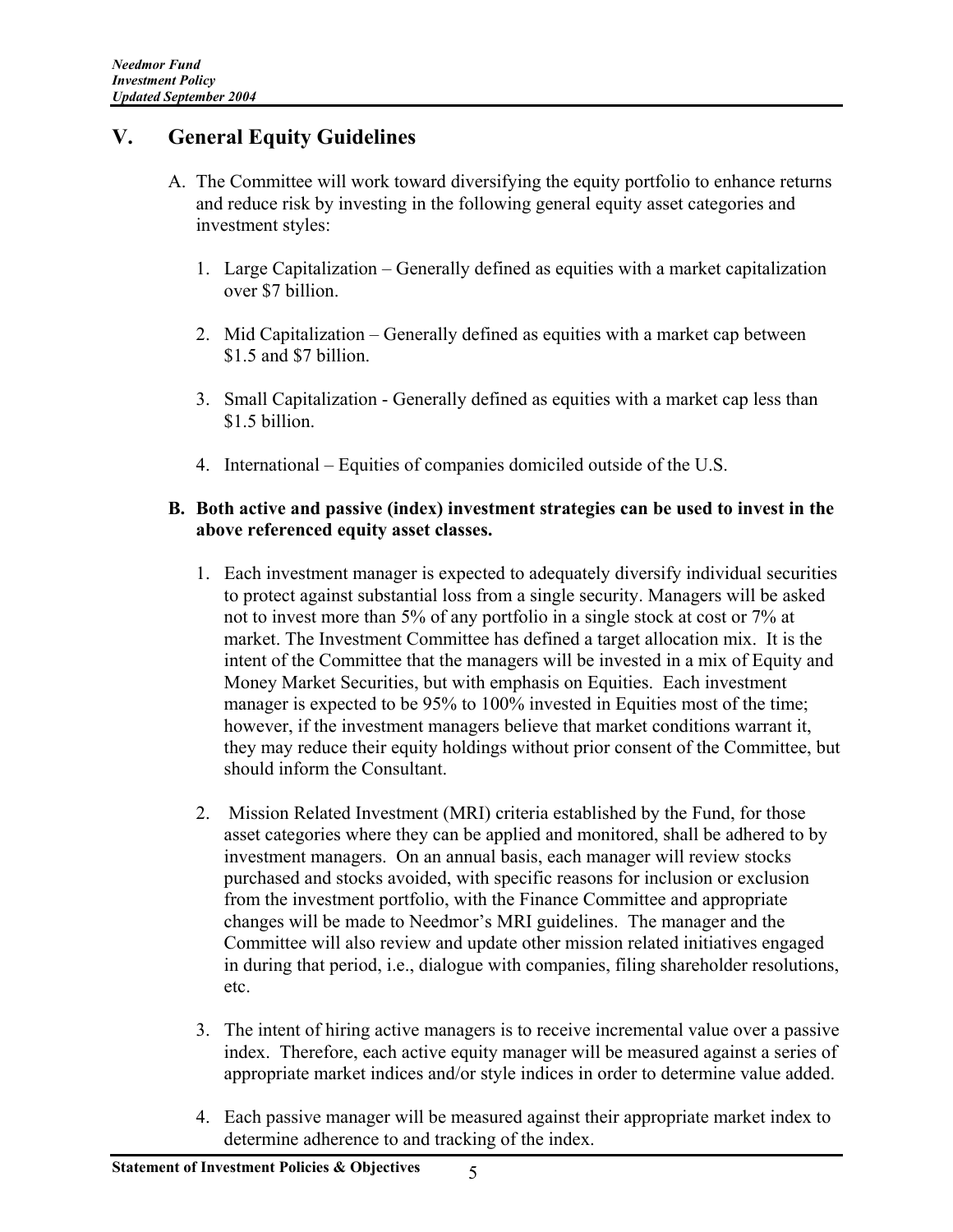## V. General Equity Guidelines

A. The Committee will work toward diversifying the equity portfolio to enhance returns and reduce risk by investing in the following general equity asset categories and investment styles:

1. Large Capitalization – Generally defined as equities with a market capitalization over $7 billion.

2. Mid Capitalization – Generally defined as equities with a market cap between $1.5 and $7 billion.

3. Small Capitalization - Generally defined as equities with a market cap less than $1.5 billion.

4. International – Equities of companies domiciled outside of the U.S.

**B. Both active and passive (index) investment strategies can be used to invest in the above referenced equity asset classes.**

1. Each investment manager is expected to adequately diversify individual securities to protect against substantial loss from a single security. Managers will be asked not to invest more than 5% of any portfolio in a single stock at cost or 7% at market. The Investment Committee has defined a target allocation mix. It is the intent of the Committee that the managers will be invested in a mix of Equity and Money Market Securities, but with emphasis on Equities. Each investment manager is expected to be 95% to 100% invested in Equities most of the time; however, if the investment managers believe that market conditions warrant it, they may reduce their equity holdings without prior consent of the Committee, but should inform the Consultant.

2. Mission Related Investment (MRI) criteria established by the Fund, for those asset categories where they can be applied and monitored, shall be adhered to by investment managers. On an annual basis, each manager will review stocks purchased and stocks avoided, with specific reasons for inclusion or exclusion from the investment portfolio, with the Finance Committee and appropriate changes will be made to Needmor's MRI guidelines. The manager and the Committee will also review and update other mission related initiatives engaged in during that period, i.e., dialogue with companies, filing shareholder resolutions, etc.

3. The intent of hiring active managers is to receive incremental value over a passive index. Therefore, each active equity manager will be measured against a series of appropriate market indices and/or style indices in order to determine value added.

4. Each passive manager will be measured against their appropriate market index to determine adherence to and tracking of the index.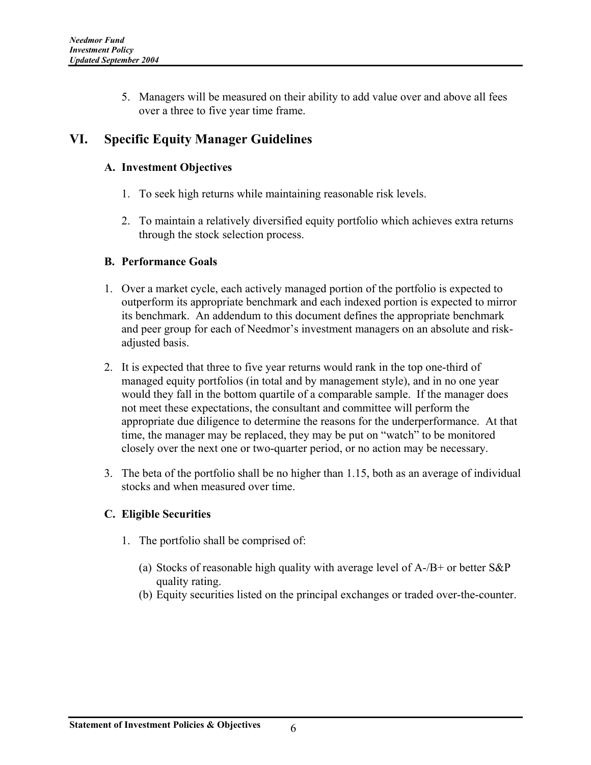5. Managers will be measured on their ability to add value over and above all fees over a three to five year time frame.

## VI. Specific Equity Manager Guidelines

### A. Investment Objectives

1. To seek high returns while maintaining reasonable risk levels.

2. To maintain a relatively diversified equity portfolio which achieves extra returns through the stock selection process.

### B. Performance Goals

1. Over a market cycle, each actively managed portion of the portfolio is expected to outperform its appropriate benchmark and each indexed portion is expected to mirror its benchmark. An addendum to this document defines the appropriate benchmark and peer group for each of Needmor's investment managers on an absolute and risk-adjusted basis.

2. It is expected that three to five year returns would rank in the top one-third of managed equity portfolios (in total and by management style), and in no one year would they fall in the bottom quartile of a comparable sample. If the manager does not meet these expectations, the consultant and committee will perform the appropriate due diligence to determine the reasons for the underperformance. At that time, the manager may be replaced, they may be put on "watch" to be monitored closely over the next one or two-quarter period, or no action may be necessary.

3. The beta of the portfolio shall be no higher than 1.15, both as an average of individual stocks and when measured over time.

### C. Eligible Securities

1. The portfolio shall be comprised of:

   (a) Stocks of reasonable high quality with average level of A-/B+ or better S&P quality rating.
   (b) Equity securities listed on the principal exchanges or traded over-the-counter.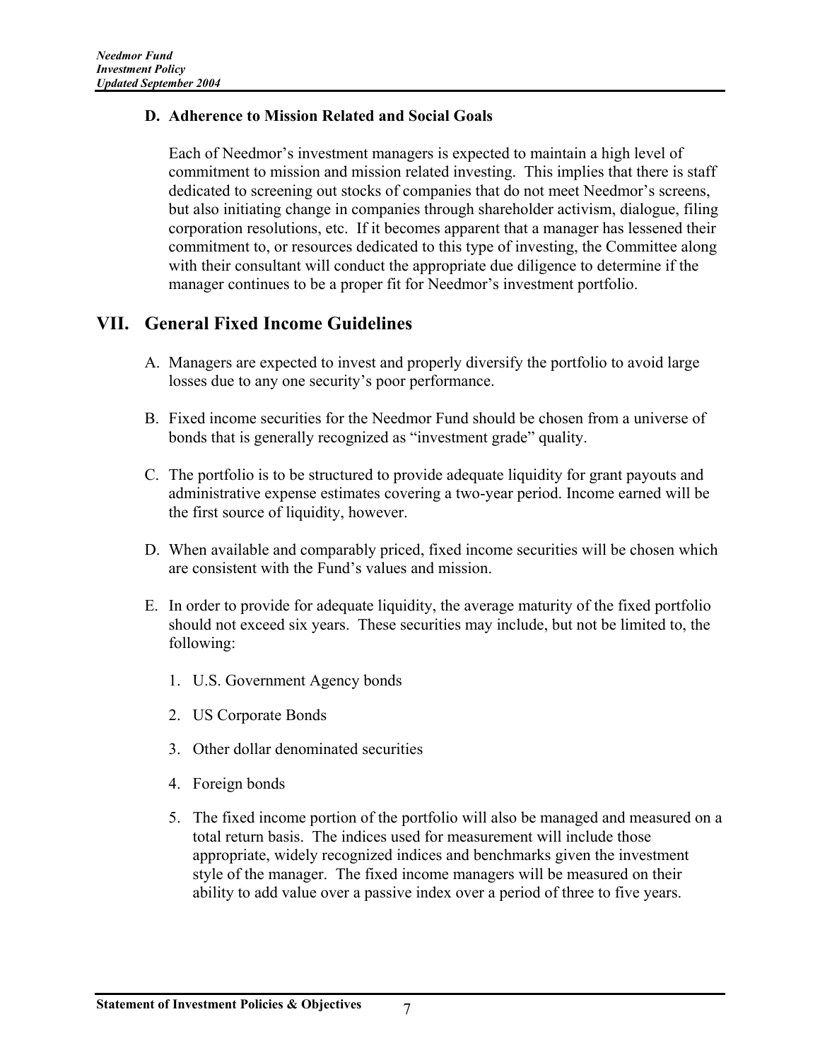### D. Adherence to Mission Related and Social Goals

Each of Needmor's investment managers is expected to maintain a high level of commitment to mission and mission related investing. This implies that there is staff dedicated to screening out stocks of companies that do not meet Needmor's screens, but also initiating change in companies through shareholder activism, dialogue, filing corporation resolutions, etc. If it becomes apparent that a manager has lessened their commitment to, or resources dedicated to this type of investing, the Committee along with their consultant will conduct the appropriate due diligence to determine if the manager continues to be a proper fit for Needmor's investment portfolio.

## VII. General Fixed Income Guidelines

A. Managers are expected to invest and properly diversify the portfolio to avoid large losses due to any one security's poor performance.

B. Fixed income securities for the Needmor Fund should be chosen from a universe of bonds that is generally recognized as "investment grade" quality.

C. The portfolio is to be structured to provide adequate liquidity for grant payouts and administrative expense estimates covering a two-year period. Income earned will be the first source of liquidity, however.

D. When available and comparably priced, fixed income securities will be chosen which are consistent with the Fund's values and mission.

E. In order to provide for adequate liquidity, the average maturity of the fixed portfolio should not exceed six years. These securities may include, but not be limited to, the following:

1. U.S. Government Agency bonds
2. US Corporate Bonds
3. Other dollar denominated securities
4. Foreign bonds
5. The fixed income portion of the portfolio will also be managed and measured on a total return basis. The indices used for measurement will include those appropriate, widely recognized indices and benchmarks given the investment style of the manager. The fixed income managers will be measured on their ability to add value over a passive index over a period of three to five years.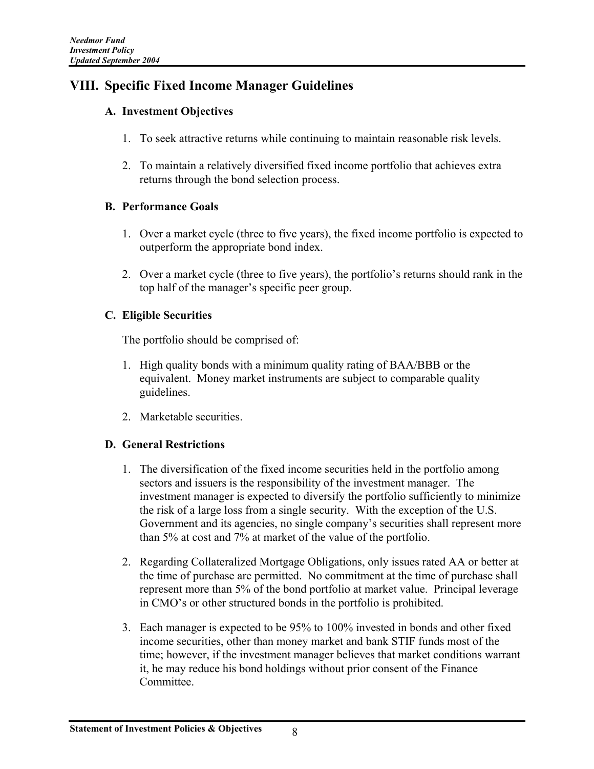## VIII. Specific Fixed Income Manager Guidelines

### A. Investment Objectives

1. To seek attractive returns while continuing to maintain reasonable risk levels.
2. To maintain a relatively diversified fixed income portfolio that achieves extra returns through the bond selection process.

### B. Performance Goals

1. Over a market cycle (three to five years), the fixed income portfolio is expected to outperform the appropriate bond index.
2. Over a market cycle (three to five years), the portfolio's returns should rank in the top half of the manager's specific peer group.

### C. Eligible Securities

The portfolio should be comprised of:

1. High quality bonds with a minimum quality rating of BAA/BBB or the equivalent. Money market instruments are subject to comparable quality guidelines.
2. Marketable securities.

### D. General Restrictions

1. The diversification of the fixed income securities held in the portfolio among sectors and issuers is the responsibility of the investment manager. The investment manager is expected to diversify the portfolio sufficiently to minimize the risk of a large loss from a single security. With the exception of the U.S. Government and its agencies, no single company's securities shall represent more than 5% at cost and 7% at market of the value of the portfolio.
2. Regarding Collateralized Mortgage Obligations, only issues rated AA or better at the time of purchase are permitted. No commitment at the time of purchase shall represent more than 5% of the bond portfolio at market value. Principal leverage in CMO's or other structured bonds in the portfolio is prohibited.
3. Each manager is expected to be 95% to 100% invested in bonds and other fixed income securities, other than money market and bank STIF funds most of the time; however, if the investment manager believes that market conditions warrant it, he may reduce his bond holdings without prior consent of the Finance Committee.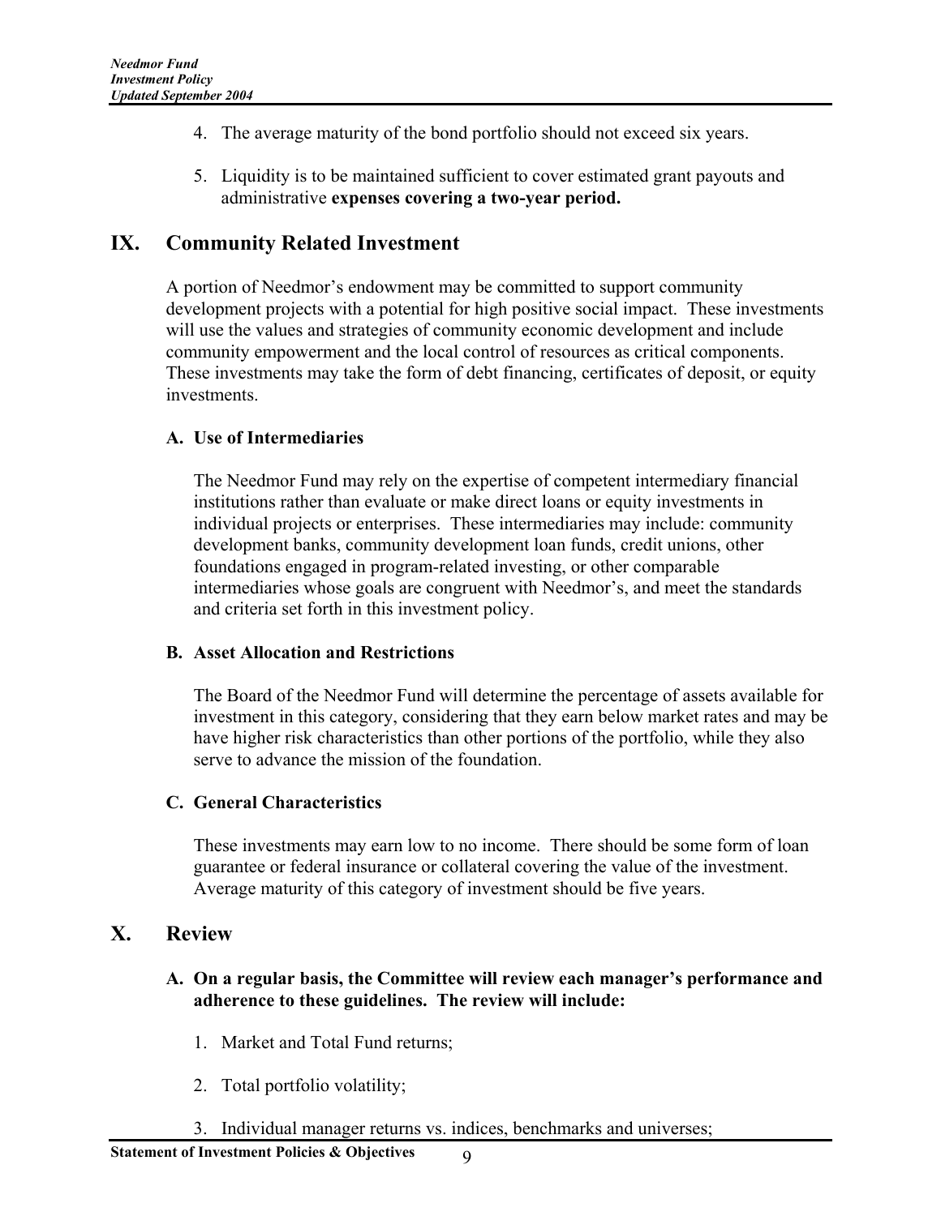4. The average maturity of the bond portfolio should not exceed six years.

5. Liquidity is to be maintained sufficient to cover estimated grant payouts and administrative **expenses covering a two-year period.**

## IX. Community Related Investment

A portion of Needmor's endowment may be committed to support community development projects with a potential for high positive social impact. These investments will use the values and strategies of community economic development and include community empowerment and the local control of resources as critical components. These investments may take the form of debt financing, certificates of deposit, or equity investments.

### A. Use of Intermediaries

The Needmor Fund may rely on the expertise of competent intermediary financial institutions rather than evaluate or make direct loans or equity investments in individual projects or enterprises. These intermediaries may include: community development banks, community development loan funds, credit unions, other foundations engaged in program-related investing, or other comparable intermediaries whose goals are congruent with Needmor's, and meet the standards and criteria set forth in this investment policy.

### B. Asset Allocation and Restrictions

The Board of the Needmor Fund will determine the percentage of assets available for investment in this category, considering that they earn below market rates and may be have higher risk characteristics than other portions of the portfolio, while they also serve to advance the mission of the foundation.

### C. General Characteristics

These investments may earn low to no income. There should be some form of loan guarantee or federal insurance or collateral covering the value of the investment. Average maturity of this category of investment should be five years.

## X. Review

### A. On a regular basis, the Committee will review each manager's performance and adherence to these guidelines. The review will include:

1. Market and Total Fund returns;

2. Total portfolio volatility;

3. Individual manager returns vs. indices, benchmarks and universes;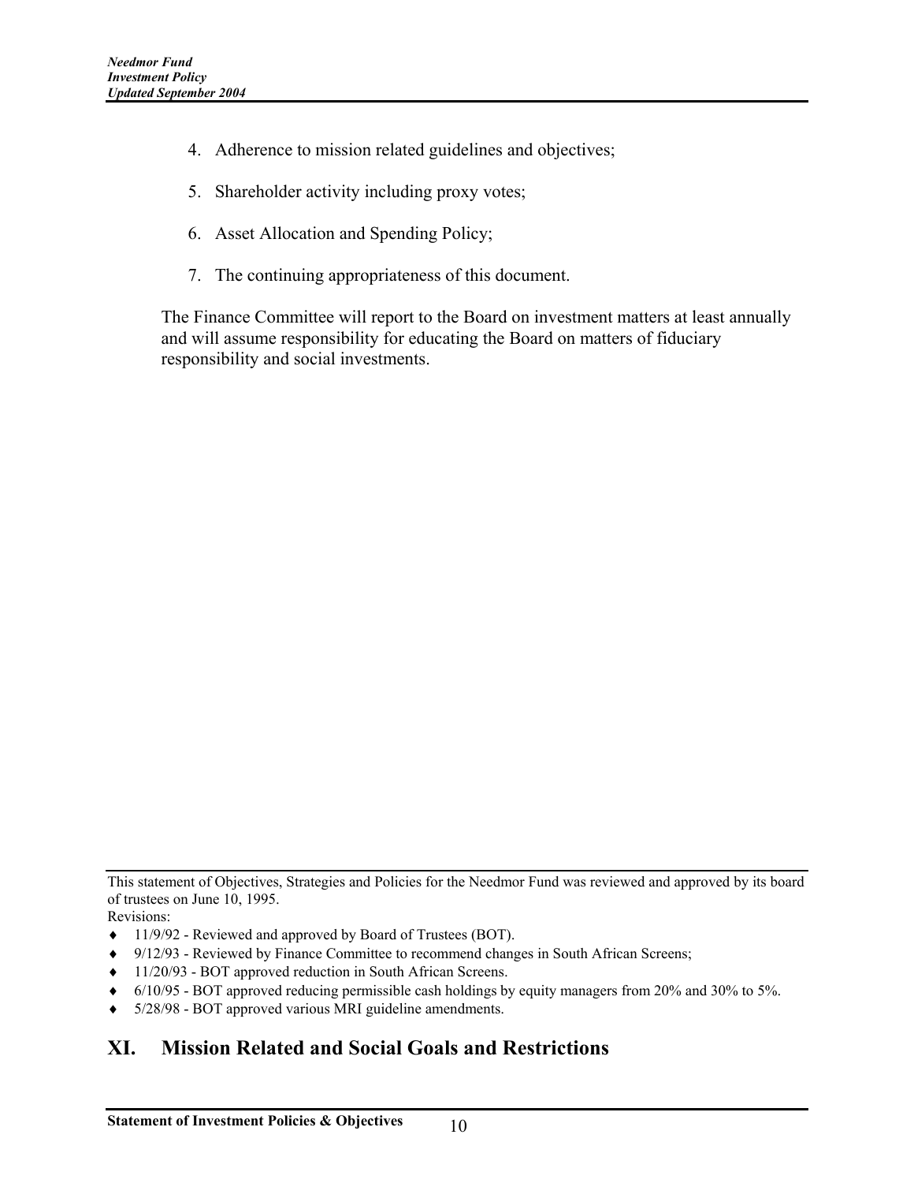4. Adherence to mission related guidelines and objectives;

5. Shareholder activity including proxy votes;

6. Asset Allocation and Spending Policy;

7. The continuing appropriateness of this document.

The Finance Committee will report to the Board on investment matters at least annually and will assume responsibility for educating the Board on matters of fiduciary responsibility and social investments.

This statement of Objectives, Strategies and Policies for the Needmor Fund was reviewed and approved by its board of trustees on June 10, 1995.

Revisions:

- 11/9/92 - Reviewed and approved by Board of Trustees (BOT).
- 9/12/93 - Reviewed by Finance Committee to recommend changes in South African Screens;
- 11/20/93 - BOT approved reduction in South African Screens.
- 6/10/95 - BOT approved reducing permissible cash holdings by equity managers from 20% and 30% to 5%.
- 5/28/98 - BOT approved various MRI guideline amendments.

## XI. Mission Related and Social Goals and Restrictions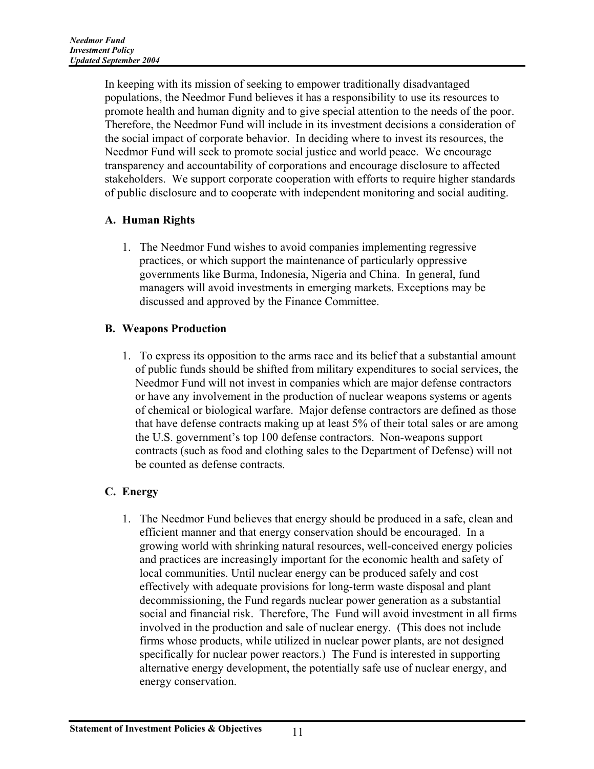In keeping with its mission of seeking to empower traditionally disadvantaged populations, the Needmor Fund believes it has a responsibility to use its resources to promote health and human dignity and to give special attention to the needs of the poor. Therefore, the Needmor Fund will include in its investment decisions a consideration of the social impact of corporate behavior. In deciding where to invest its resources, the Needmor Fund will seek to promote social justice and world peace. We encourage transparency and accountability of corporations and encourage disclosure to affected stakeholders. We support corporate cooperation with efforts to require higher standards of public disclosure and to cooperate with independent monitoring and social auditing.

### A. Human Rights

1. The Needmor Fund wishes to avoid companies implementing regressive practices, or which support the maintenance of particularly oppressive governments like Burma, Indonesia, Nigeria and China. In general, fund managers will avoid investments in emerging markets. Exceptions may be discussed and approved by the Finance Committee.

### B. Weapons Production

1. To express its opposition to the arms race and its belief that a substantial amount of public funds should be shifted from military expenditures to social services, the Needmor Fund will not invest in companies which are major defense contractors or have any involvement in the production of nuclear weapons systems or agents of chemical or biological warfare. Major defense contractors are defined as those that have defense contracts making up at least 5% of their total sales or are among the U.S. government's top 100 defense contractors. Non-weapons support contracts (such as food and clothing sales to the Department of Defense) will not be counted as defense contracts.

### C. Energy

1. The Needmor Fund believes that energy should be produced in a safe, clean and efficient manner and that energy conservation should be encouraged. In a growing world with shrinking natural resources, well-conceived energy policies and practices are increasingly important for the economic health and safety of local communities. Until nuclear energy can be produced safely and cost effectively with adequate provisions for long-term waste disposal and plant decommissioning, the Fund regards nuclear power generation as a substantial social and financial risk. Therefore, The Fund will avoid investment in all firms involved in the production and sale of nuclear energy. (This does not include firms whose products, while utilized in nuclear power plants, are not designed specifically for nuclear power reactors.) The Fund is interested in supporting alternative energy development, the potentially safe use of nuclear energy, and energy conservation.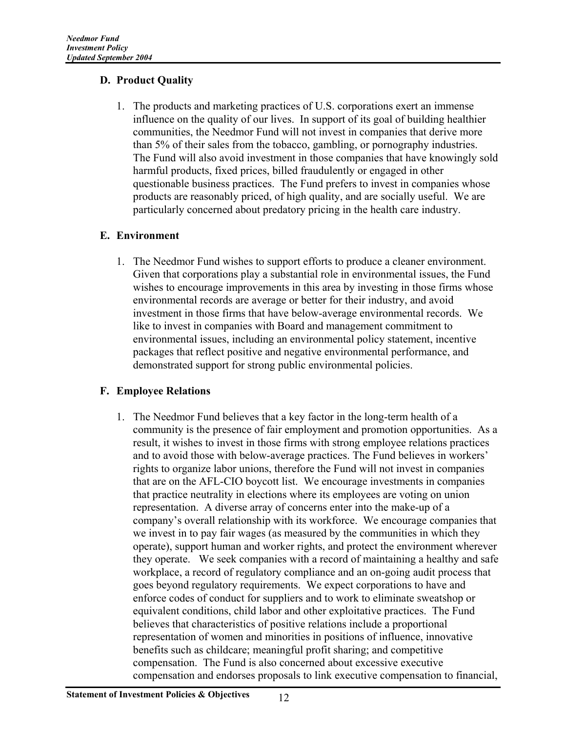### D. Product Quality

1. The products and marketing practices of U.S. corporations exert an immense influence on the quality of our lives. In support of its goal of building healthier communities, the Needmor Fund will not invest in companies that derive more than 5% of their sales from the tobacco, gambling, or pornography industries. The Fund will also avoid investment in those companies that have knowingly sold harmful products, fixed prices, billed fraudulently or engaged in other questionable business practices. The Fund prefers to invest in companies whose products are reasonably priced, of high quality, and are socially useful. We are particularly concerned about predatory pricing in the health care industry.

### E. Environment

1. The Needmor Fund wishes to support efforts to produce a cleaner environment. Given that corporations play a substantial role in environmental issues, the Fund wishes to encourage improvements in this area by investing in those firms whose environmental records are average or better for their industry, and avoid investment in those firms that have below-average environmental records. We like to invest in companies with Board and management commitment to environmental issues, including an environmental policy statement, incentive packages that reflect positive and negative environmental performance, and demonstrated support for strong public environmental policies.

### F. Employee Relations

1. The Needmor Fund believes that a key factor in the long-term health of a community is the presence of fair employment and promotion opportunities. As a result, it wishes to invest in those firms with strong employee relations practices and to avoid those with below-average practices. The Fund believes in workers' rights to organize labor unions, therefore the Fund will not invest in companies that are on the AFL-CIO boycott list. We encourage investments in companies that practice neutrality in elections where its employees are voting on union representation. A diverse array of concerns enter into the make-up of a company's overall relationship with its workforce. We encourage companies that we invest in to pay fair wages (as measured by the communities in which they operate), support human and worker rights, and protect the environment wherever they operate. We seek companies with a record of maintaining a healthy and safe workplace, a record of regulatory compliance and an on-going audit process that goes beyond regulatory requirements. We expect corporations to have and enforce codes of conduct for suppliers and to work to eliminate sweatshop or equivalent conditions, child labor and other exploitative practices. The Fund believes that characteristics of positive relations include a proportional representation of women and minorities in positions of influence, innovative benefits such as childcare; meaningful profit sharing; and competitive compensation. The Fund is also concerned about excessive executive compensation and endorses proposals to link executive compensation to financial,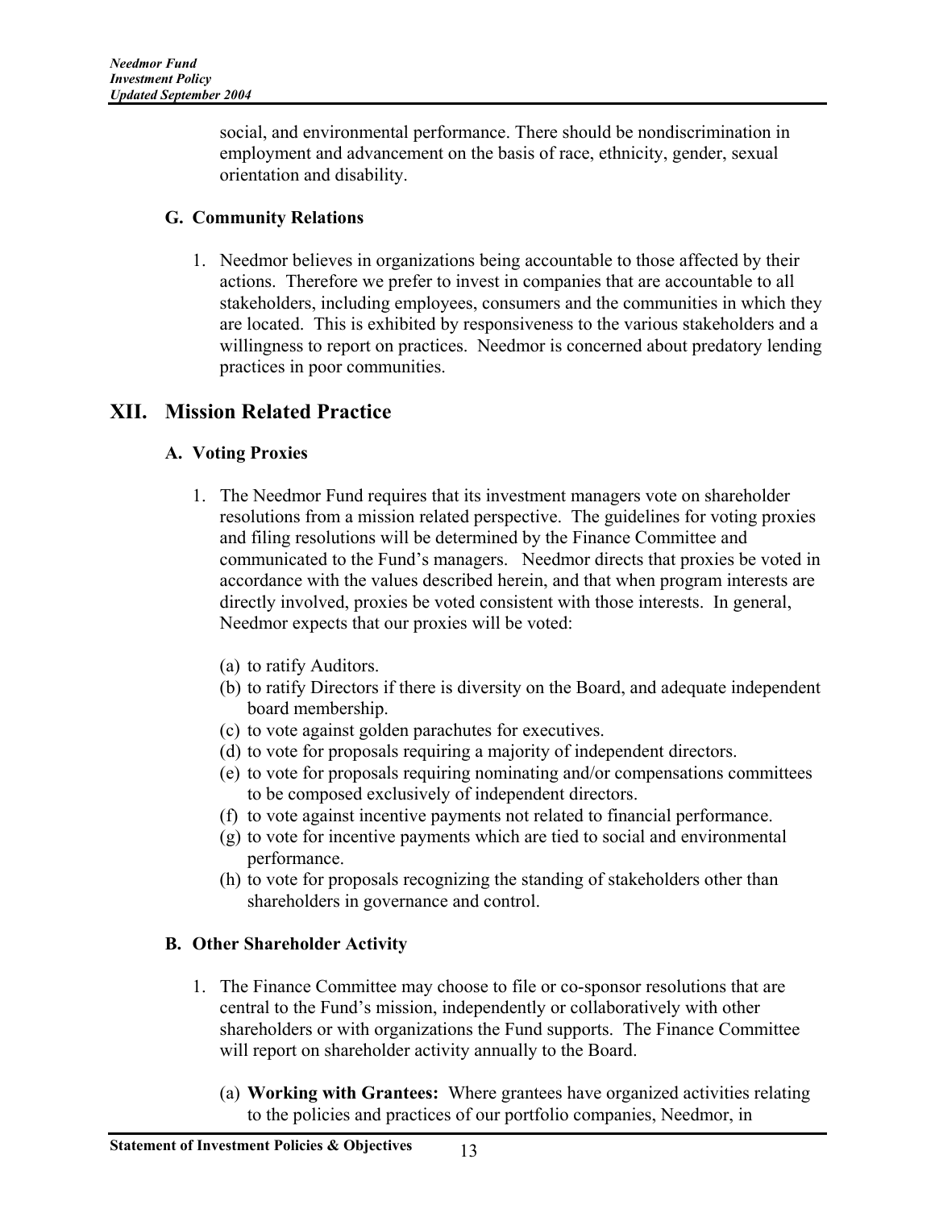social, and environmental performance. There should be nondiscrimination in employment and advancement on the basis of race, ethnicity, gender, sexual orientation and disability.

### G. Community Relations

1. Needmor believes in organizations being accountable to those affected by their actions. Therefore we prefer to invest in companies that are accountable to all stakeholders, including employees, consumers and the communities in which they are located. This is exhibited by responsiveness to the various stakeholders and a willingness to report on practices. Needmor is concerned about predatory lending practices in poor communities.

## XII. Mission Related Practice

### A. Voting Proxies

1. The Needmor Fund requires that its investment managers vote on shareholder resolutions from a mission related perspective. The guidelines for voting proxies and filing resolutions will be determined by the Finance Committee and communicated to the Fund's managers. Needmor directs that proxies be voted in accordance with the values described herein, and that when program interests are directly involved, proxies be voted consistent with those interests. In general, Needmor expects that our proxies will be voted:

   (a) to ratify Auditors.
   (b) to ratify Directors if there is diversity on the Board, and adequate independent board membership.
   (c) to vote against golden parachutes for executives.
   (d) to vote for proposals requiring a majority of independent directors.
   (e) to vote for proposals requiring nominating and/or compensations committees to be composed exclusively of independent directors.
   (f) to vote against incentive payments not related to financial performance.
   (g) to vote for incentive payments which are tied to social and environmental performance.
   (h) to vote for proposals recognizing the standing of stakeholders other than shareholders in governance and control.

### B. Other Shareholder Activity

1. The Finance Committee may choose to file or co-sponsor resolutions that are central to the Fund's mission, independently or collaboratively with other shareholders or with organizations the Fund supports. The Finance Committee will report on shareholder activity annually to the Board.

   (a) **Working with Grantees:** Where grantees have organized activities relating to the policies and practices of our portfolio companies, Needmor, in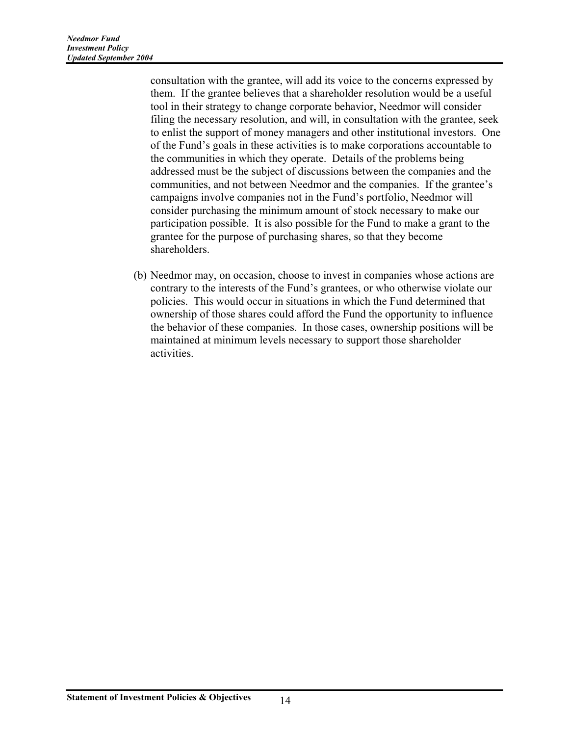consultation with the grantee, will add its voice to the concerns expressed by them. If the grantee believes that a shareholder resolution would be a useful tool in their strategy to change corporate behavior, Needmor will consider filing the necessary resolution, and will, in consultation with the grantee, seek to enlist the support of money managers and other institutional investors. One of the Fund's goals in these activities is to make corporations accountable to the communities in which they operate. Details of the problems being addressed must be the subject of discussions between the companies and the communities, and not between Needmor and the companies. If the grantee's campaigns involve companies not in the Fund's portfolio, Needmor will consider purchasing the minimum amount of stock necessary to make our participation possible. It is also possible for the Fund to make a grant to the grantee for the purpose of purchasing shares, so that they become shareholders.

(b) Needmor may, on occasion, choose to invest in companies whose actions are contrary to the interests of the Fund's grantees, or who otherwise violate our policies. This would occur in situations in which the Fund determined that ownership of those shares could afford the Fund the opportunity to influence the behavior of these companies. In those cases, ownership positions will be maintained at minimum levels necessary to support those shareholder activities.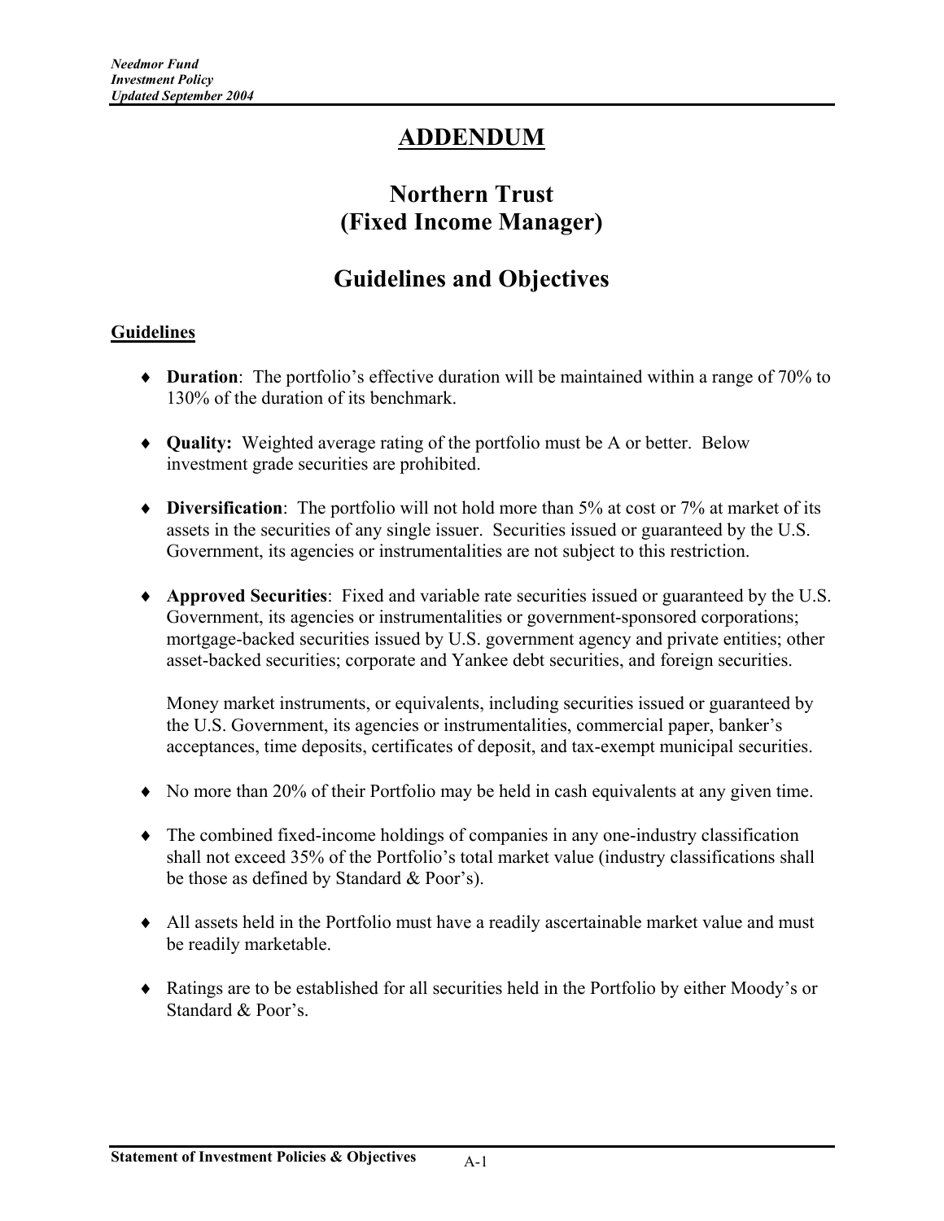# ADDENDUM

## Northern Trust
## (Fixed Income Manager)

## Guidelines and Objectives

**Guidelines**

- **Duration**: The portfolio's effective duration will be maintained within a range of 70% to 130% of the duration of its benchmark.

- **Quality:** Weighted average rating of the portfolio must be A or better. Below investment grade securities are prohibited.

- **Diversification**: The portfolio will not hold more than 5% at cost or 7% at market of its assets in the securities of any single issuer. Securities issued or guaranteed by the U.S. Government, its agencies or instrumentalities are not subject to this restriction.

- **Approved Securities**: Fixed and variable rate securities issued or guaranteed by the U.S. Government, its agencies or instrumentalities or government-sponsored corporations; mortgage-backed securities issued by U.S. government agency and private entities; other asset-backed securities; corporate and Yankee debt securities, and foreign securities.

  Money market instruments, or equivalents, including securities issued or guaranteed by the U.S. Government, its agencies or instrumentalities, commercial paper, banker's acceptances, time deposits, certificates of deposit, and tax-exempt municipal securities.

- No more than 20% of their Portfolio may be held in cash equivalents at any given time.

- The combined fixed-income holdings of companies in any one-industry classification shall not exceed 35% of the Portfolio's total market value (industry classifications shall be those as defined by Standard & Poor's).

- All assets held in the Portfolio must have a readily ascertainable market value and must be readily marketable.

- Ratings are to be established for all securities held in the Portfolio by either Moody's or Standard & Poor's.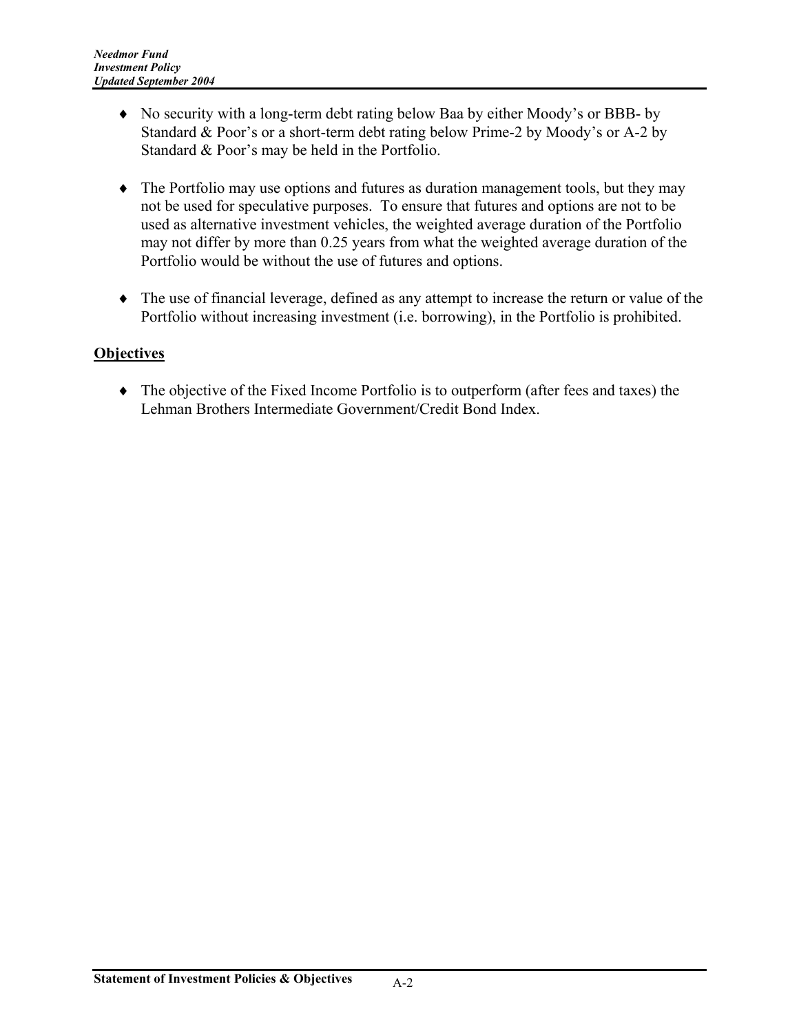- No security with a long-term debt rating below Baa by either Moody's or BBB- by Standard & Poor's or a short-term debt rating below Prime-2 by Moody's or A-2 by Standard & Poor's may be held in the Portfolio.

- The Portfolio may use options and futures as duration management tools, but they may not be used for speculative purposes. To ensure that futures and options are not to be used as alternative investment vehicles, the weighted average duration of the Portfolio may not differ by more than 0.25 years from what the weighted average duration of the Portfolio would be without the use of futures and options.

- The use of financial leverage, defined as any attempt to increase the return or value of the Portfolio without increasing investment (i.e. borrowing), in the Portfolio is prohibited.

## Objectives

- The objective of the Fixed Income Portfolio is to outperform (after fees and taxes) the Lehman Brothers Intermediate Government/Credit Bond Index.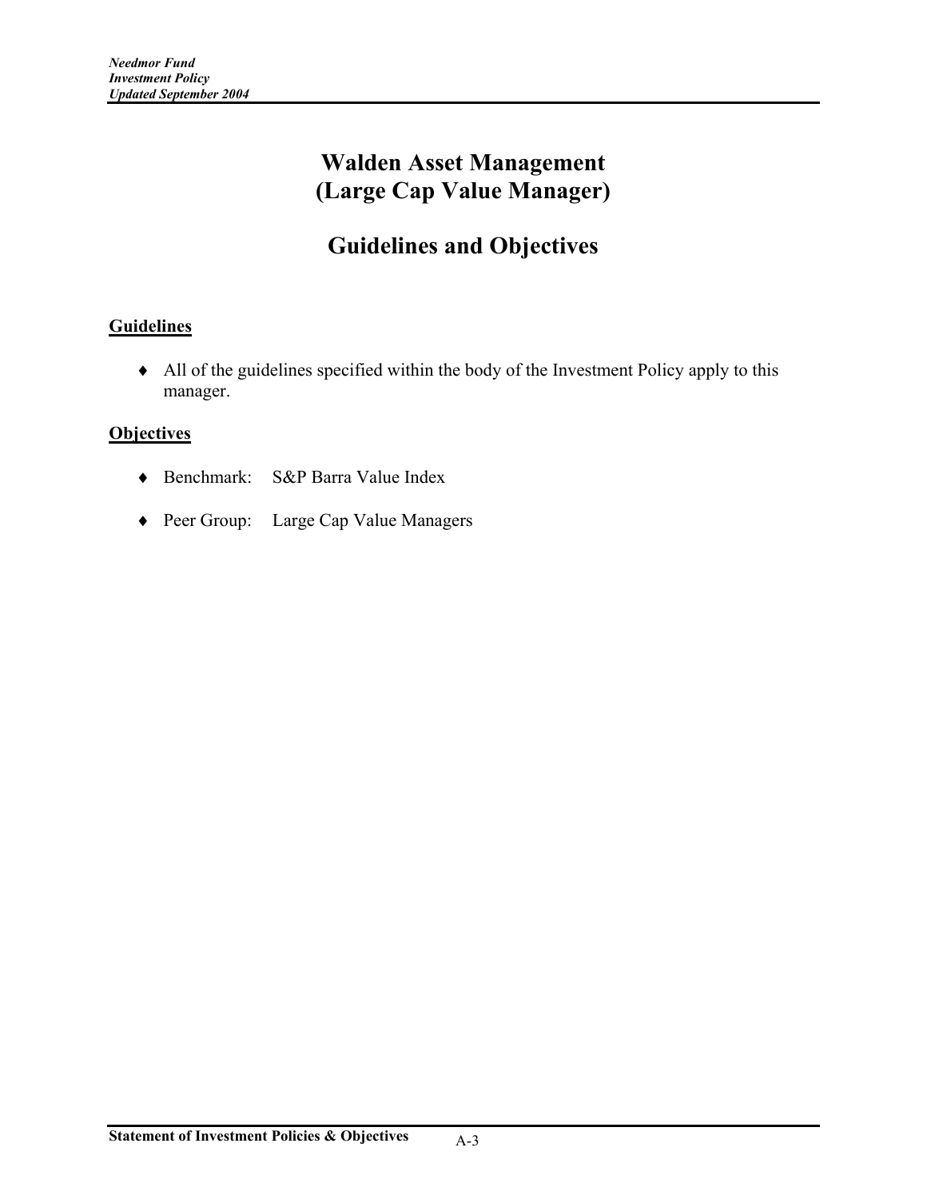# Walden Asset Management
# (Large Cap Value Manager)

## Guidelines and Objectives

**Guidelines**

- All of the guidelines specified within the body of the Investment Policy apply to this manager.

**Objectives**

- Benchmark: S&P Barra Value Index
- Peer Group: Large Cap Value Managers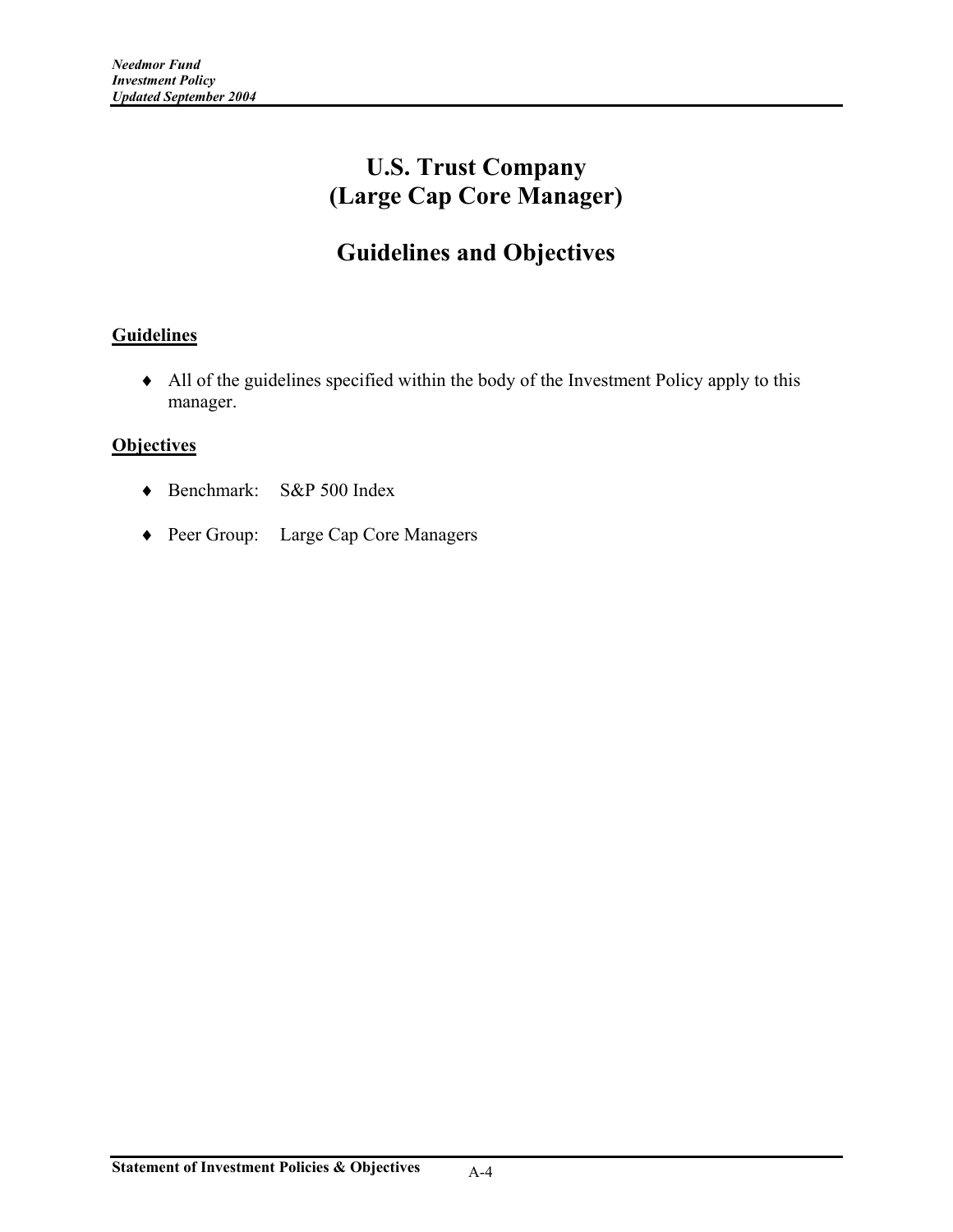# U.S. Trust Company
# (Large Cap Core Manager)

## Guidelines and Objectives

**Guidelines**

- All of the guidelines specified within the body of the Investment Policy apply to this manager.

**Objectives**

- Benchmark: S&P 500 Index
- Peer Group: Large Cap Core Managers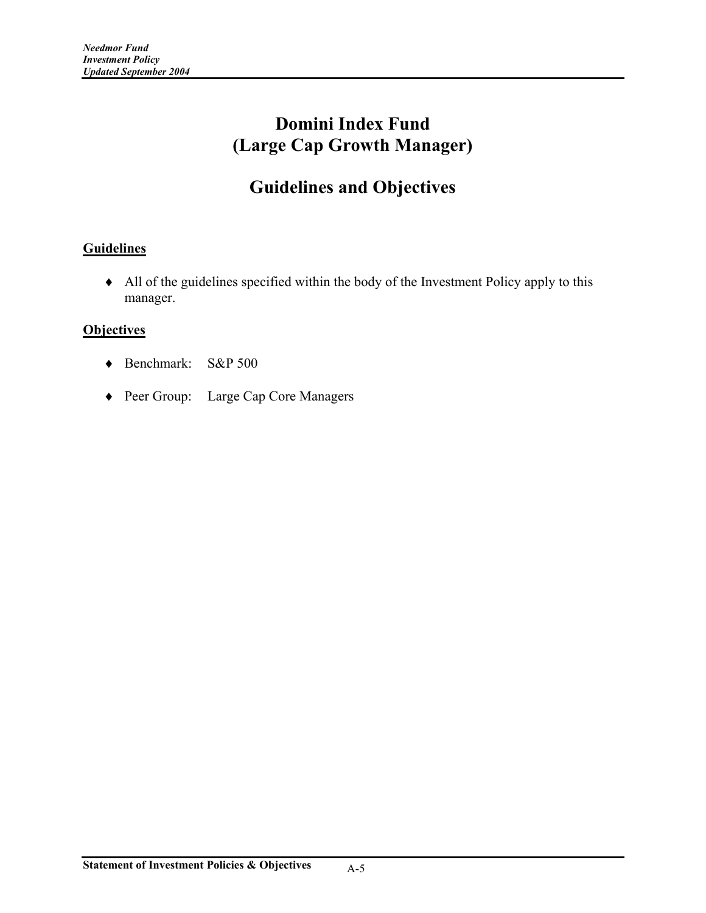# Domini Index Fund
# (Large Cap Growth Manager)

## Guidelines and Objectives

**Guidelines**

- All of the guidelines specified within the body of the Investment Policy apply to this manager.

**Objectives**

- Benchmark: S&P 500
- Peer Group: Large Cap Core Managers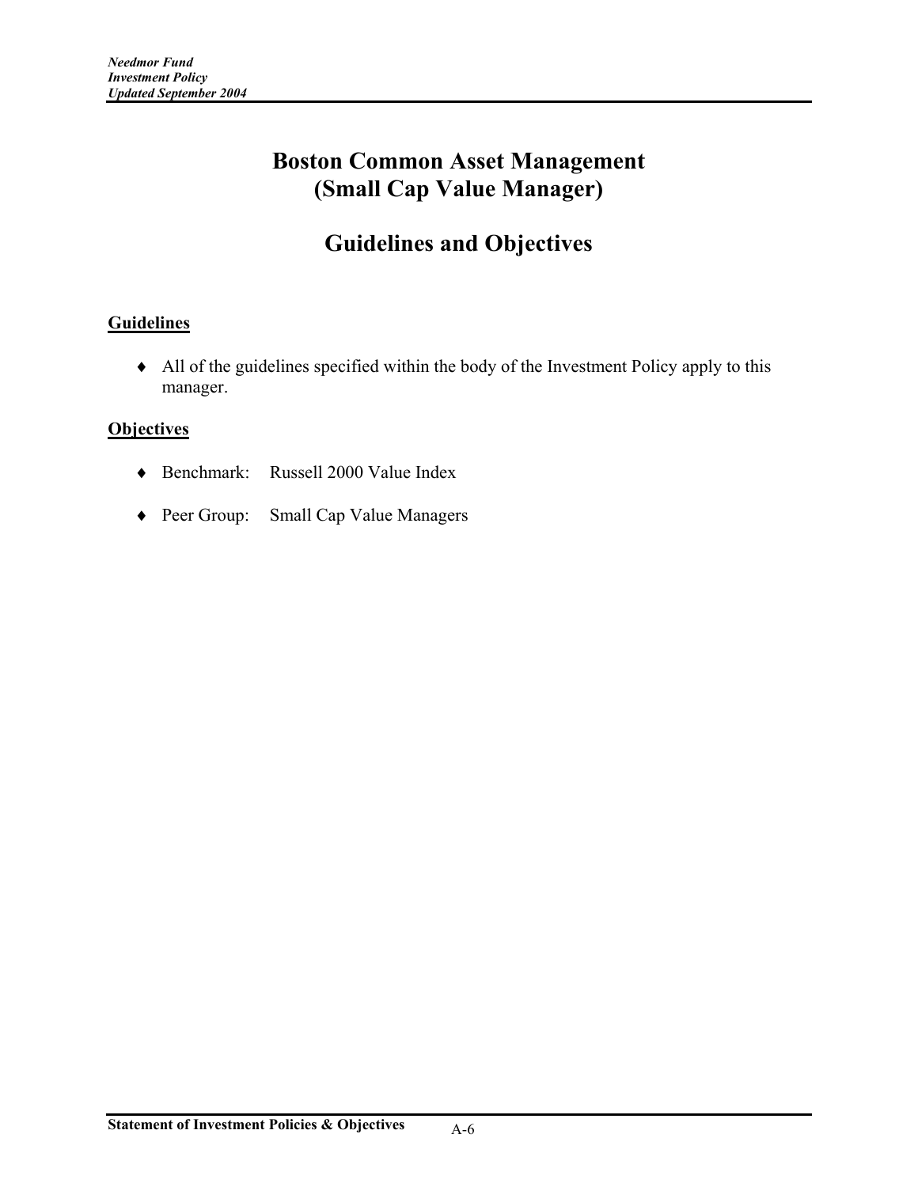# Boston Common Asset Management
# (Small Cap Value Manager)

# Guidelines and Objectives

## Guidelines

- All of the guidelines specified within the body of the Investment Policy apply to this manager.

## Objectives

- Benchmark: Russell 2000 Value Index
- Peer Group: Small Cap Value Managers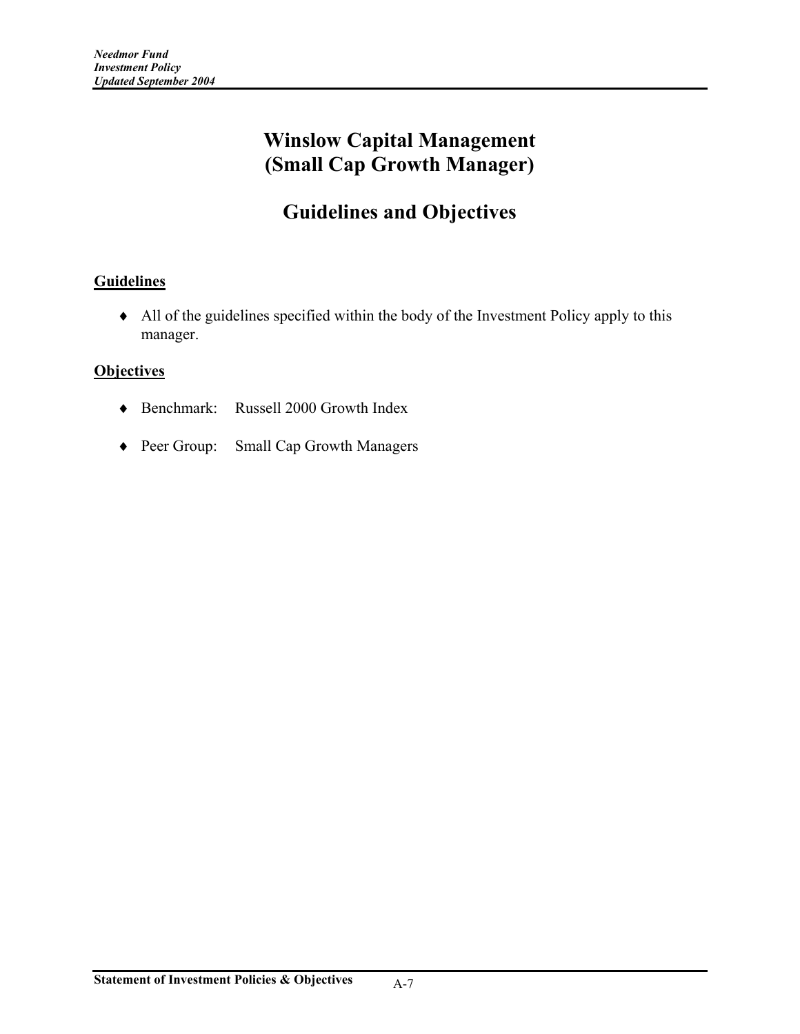# Winslow Capital Management
# (Small Cap Growth Manager)

## Guidelines and Objectives

**Guidelines**

- All of the guidelines specified within the body of the Investment Policy apply to this manager.

**Objectives**

- Benchmark: Russell 2000 Growth Index
- Peer Group: Small Cap Growth Managers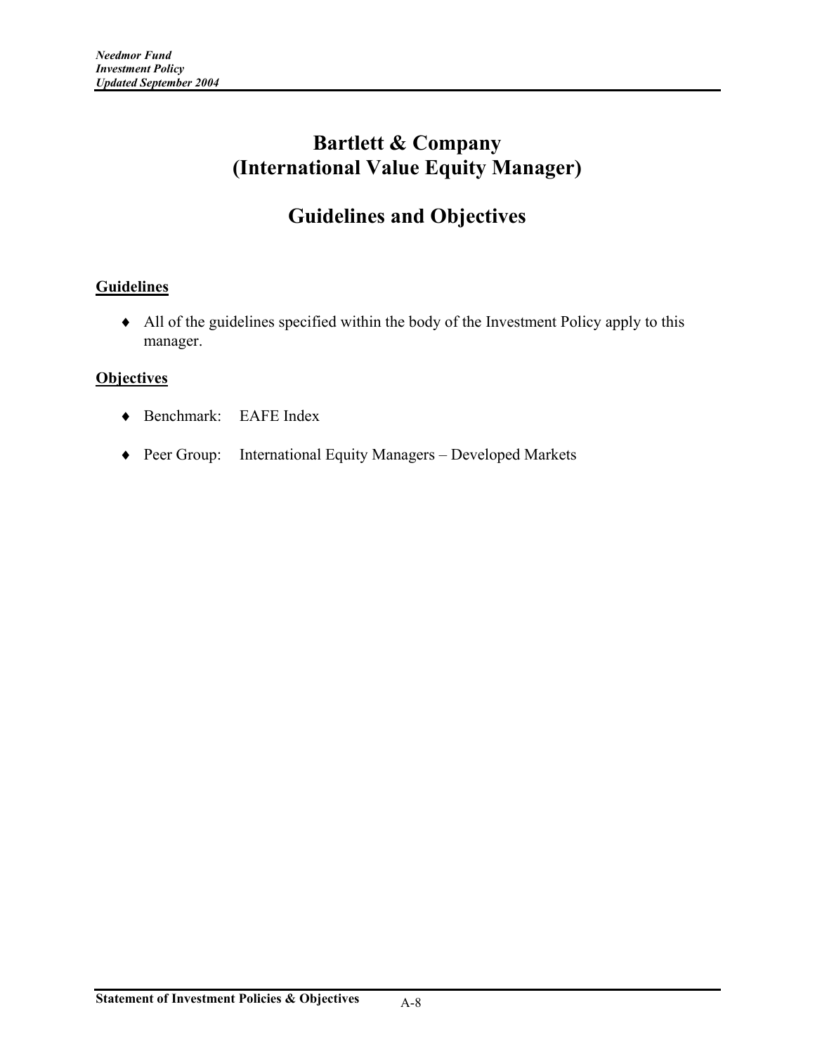# Bartlett & Company
# (International Value Equity Manager)

# Guidelines and Objectives

## Guidelines

- All of the guidelines specified within the body of the Investment Policy apply to this manager.

## Objectives

- Benchmark: EAFE Index
- Peer Group: International Equity Managers – Developed Markets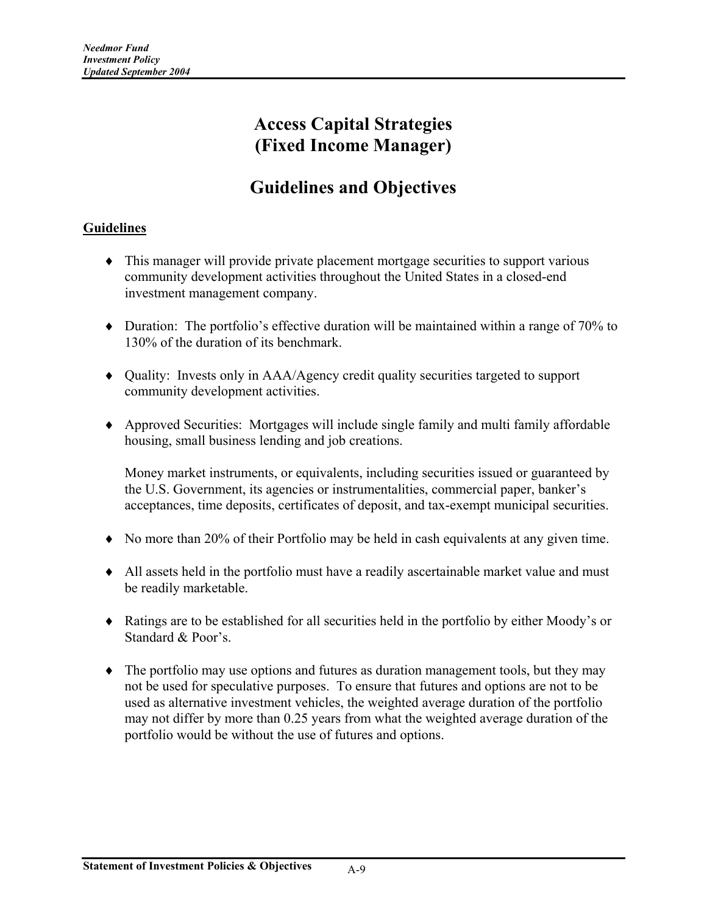# Access Capital Strategies (Fixed Income Manager)

## Guidelines and Objectives

### Guidelines

- This manager will provide private placement mortgage securities to support various community development activities throughout the United States in a closed-end investment management company.

- Duration: The portfolio's effective duration will be maintained within a range of 70% to 130% of the duration of its benchmark.

- Quality: Invests only in AAA/Agency credit quality securities targeted to support community development activities.

- Approved Securities: Mortgages will include single family and multi family affordable housing, small business lending and job creations.

  Money market instruments, or equivalents, including securities issued or guaranteed by the U.S. Government, its agencies or instrumentalities, commercial paper, banker's acceptances, time deposits, certificates of deposit, and tax-exempt municipal securities.

- No more than 20% of their Portfolio may be held in cash equivalents at any given time.

- All assets held in the portfolio must have a readily ascertainable market value and must be readily marketable.

- Ratings are to be established for all securities held in the portfolio by either Moody's or Standard & Poor's.

- The portfolio may use options and futures as duration management tools, but they may not be used for speculative purposes. To ensure that futures and options are not to be used as alternative investment vehicles, the weighted average duration of the portfolio may not differ by more than 0.25 years from what the weighted average duration of the portfolio would be without the use of futures and options.